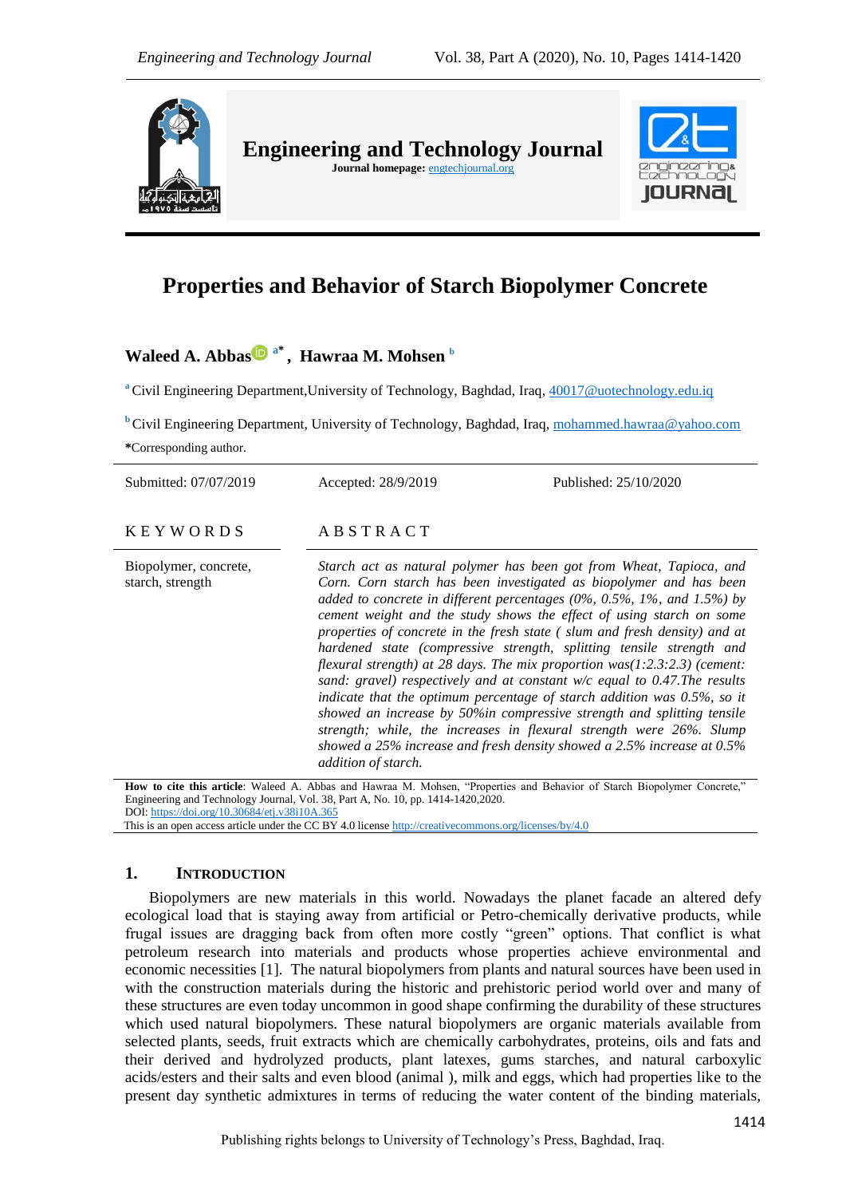# Properties and Behavior of Starch Biopolymer Concrete

**Waleed A. Abbas [a*], Hawraa M. Mohsen [b]**

[a] Civil Engineering Department,University of Technology, Baghdad, Iraq, 40017@uotechnology.edu.iq

[b] Civil Engineering Department, University of Technology, Baghdad, Iraq, mohammed.hawraa@yahoo.com

*Corresponding author.

Submitted: 07/07/2019 Accepted: 28/9/2019 Published: 25/10/2020

## KEYWORDS

Biopolymer, concrete, starch, strength

## ABSTRACT

*Starch act as natural polymer has been got from Wheat, Tapioca, and Corn. Corn starch has been investigated as biopolymer and has been added to concrete in different percentages (0%, 0.5%, 1%, and 1.5%) by cement weight and the study shows the effect of using starch on some properties of concrete in the fresh state ( slum and fresh density) and at hardened state (compressive strength, splitting tensile strength and flexural strength) at 28 days. The mix proportion was(1:2.3:2.3) (cement: sand: gravel) respectively and at constant w/c equal to 0.47.The results indicate that the optimum percentage of starch addition was 0.5%, so it showed an increase by 50%in compressive strength and splitting tensile strength; while, the increases in flexural strength were 26%. Slump showed a 25% increase and fresh density showed a 2.5% increase at 0.5% addition of starch.*

**How to cite this article**: Waleed A. Abbas and Hawraa M. Mohsen, "Properties and Behavior of Starch Biopolymer Concrete," Engineering and Technology Journal, Vol. 38, Part A, No. 10, pp. 1414-1420,2020.
DOI: https://doi.org/10.30684/etj.v38i10A.365
This is an open access article under the CC BY 4.0 license http://creativecommons.org/licenses/by/4.0

## 1. INTRODUCTION

Biopolymers are new materials in this world. Nowadays the planet facade an altered defy ecological load that is staying away from artificial or Petro-chemically derivative products, while frugal issues are dragging back from often more costly "green" options. That conflict is what petroleum research into materials and products whose properties achieve environmental and economic necessities [1]. The natural biopolymers from plants and natural sources have been used in with the construction materials during the historic and prehistoric period world over and many of these structures are even today uncommon in good shape confirming the durability of these structures which used natural biopolymers. These natural biopolymers are organic materials available from selected plants, seeds, fruit extracts which are chemically carbohydrates, proteins, oils and fats and their derived and hydrolyzed products, plant latexes, gums starches, and natural carboxylic acids/esters and their salts and even blood (animal ), milk and eggs, which had properties like to the present day synthetic admixtures in terms of reducing the water content of the binding materials,

Publishing rights belongs to University of Technology's Press, Baghdad, Iraq.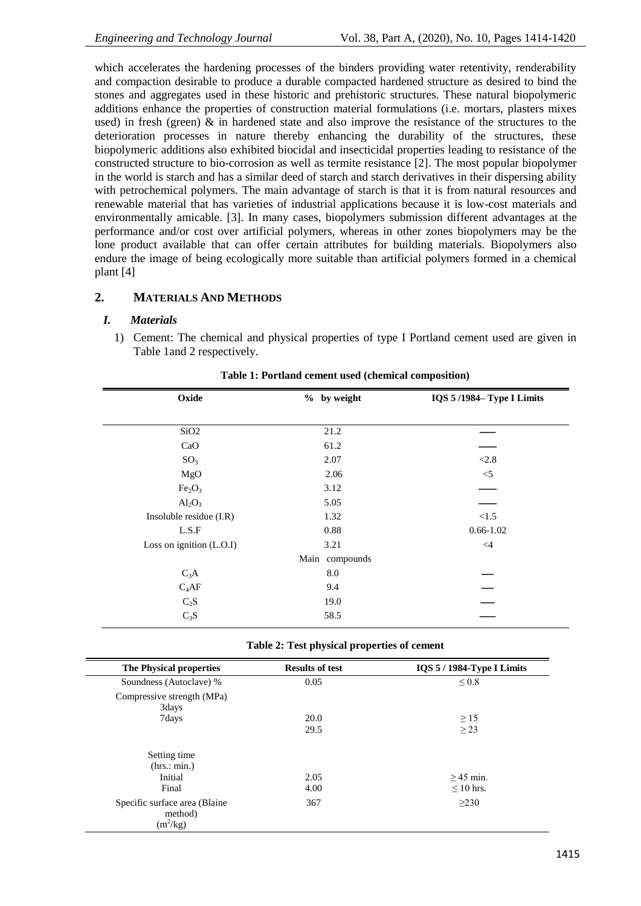which accelerates the hardening processes of the binders providing water retentivity, renderability and compaction desirable to produce a durable compacted hardened structure as desired to bind the stones and aggregates used in these historic and prehistoric structures. These natural biopolymeric additions enhance the properties of construction material formulations (i.e. mortars, plasters mixes used) in fresh (green) & in hardened state and also improve the resistance of the structures to the deterioration processes in nature thereby enhancing the durability of the structures, these biopolymeric additions also exhibited biocidal and insecticidal properties leading to resistance of the constructed structure to bio-corrosion as well as termite resistance [2]. The most popular biopolymer in the world is starch and has a similar deed of starch and starch derivatives in their dispersing ability with petrochemical polymers. The main advantage of starch is that it is from natural resources and renewable material that has varieties of industrial applications because it is low-cost materials and environmentally amicable. [3]. In many cases, biopolymers submission different advantages at the performance and/or cost over artificial polymers, whereas in other zones biopolymers may be the lone product available that can offer certain attributes for building materials. Biopolymers also endure the image of being ecologically more suitable than artificial polymers formed in a chemical plant [4]

## 2. MATERIALS AND METHODS

### *I. Materials*

1) Cement: The chemical and physical properties of type I Portland cement used are given in Table 1and 2 respectively.

**Table 1: Portland cement used (chemical composition)**

| Oxide | % by weight | IQS 5 /1984– Type I Limits |
|---|---|---|
| $SiO_2$ | 21.2 | —— |
| CaO | 61.2 | —— |
| $SO_3$ | 2.07 | <2.8 |
| MgO | 2.06 | <5 |
| $Fe_2O_3$ | 3.12 | —— |
| $Al_2O_3$ | 5.05 | —— |
| Insoluble residue (I.R) | 1.32 | <1.5 |
| L.S.F | 0.88 | 0.66-1.02 |
| Loss on ignition (L.O.I) | 3.21 | <4 |
| | Main compounds | |
| $C_3A$ | 8.0 | —— |
| $C_4AF$ | 9.4 | —— |
| $C_2S$ | 19.0 | —— |
| $C_3S$ | 58.5 | —— |

**Table 2: Test physical properties of cement**

| The Physical properties | Results of test | IQS 5 / 1984-Type I Limits |
|---|---|---|
| Soundness (Autoclave) % | 0.05 | ≤ 0.8 |
| Compressive strength (MPa) | | |
| 3days | 20.0 | ≥ 15 |
| 7days | 29.5 | ≥ 23 |
| Setting time (hrs.: min.) | | |
| Initial | 2.05 | ≥ 45 min. |
| Final | 4.00 | ≤ 10 hrs. |
| Specific surface area (Blaine method) ($m^2$/kg) | 367 | ≥230 |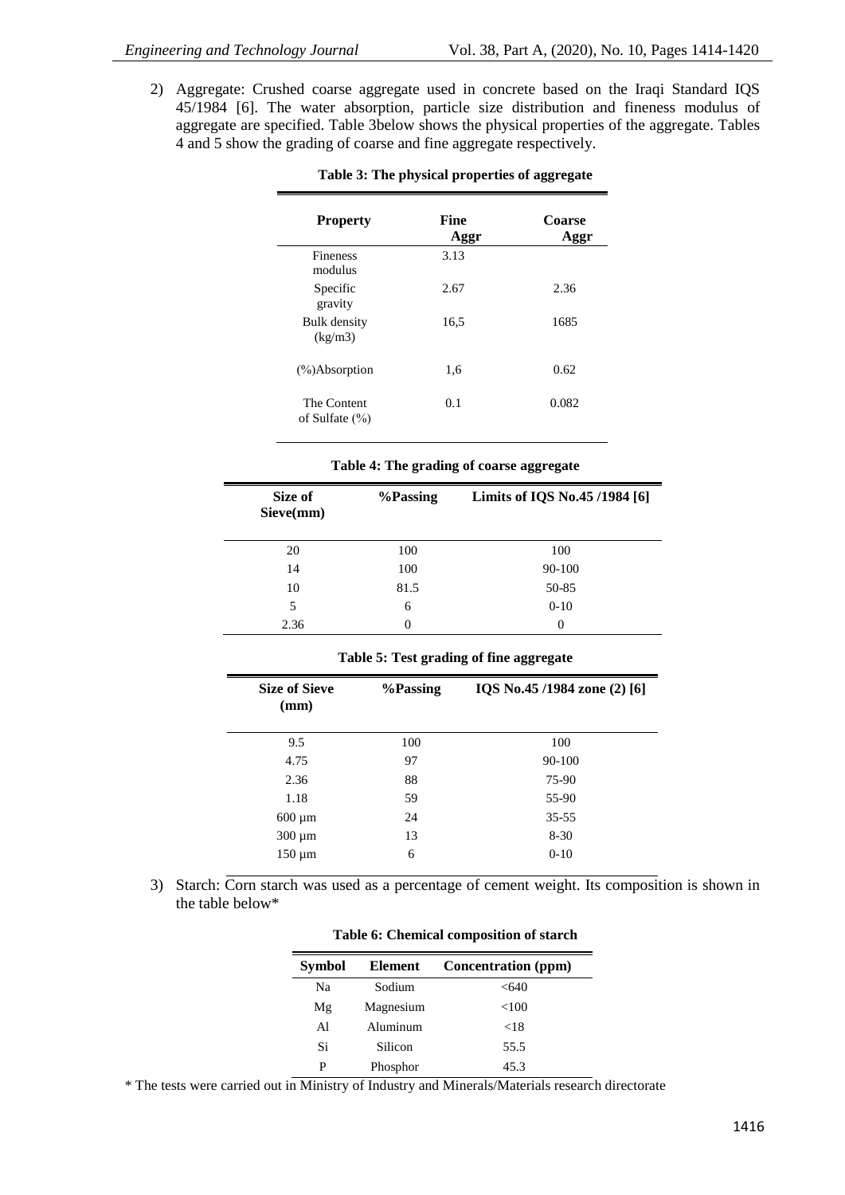2) Aggregate: Crushed coarse aggregate used in concrete based on the Iraqi Standard IQS 45/1984 [6]. The water absorption, particle size distribution and fineness modulus of aggregate are specified. Table 3below shows the physical properties of the aggregate. Tables 4 and 5 show the grading of coarse and fine aggregate respectively.

**Table 3: The physical properties of aggregate**

| Property | Fine Aggr | Coarse Aggr |
|---|---|---|
| Fineness modulus | 3.13 | |
| Specific gravity | 2.67 | 2.36 |
| Bulk density (kg/m3) | 16,5 | 1685 |
| (%)Absorption | 1,6 | 0.62 |
| The Content of Sulfate (%) | 0.1 | 0.082 |

**Table 4: The grading of coarse aggregate**

| Size of Sieve(mm) | %Passing | Limits of IQS No.45 /1984 [6] |
|---|---|---|
| 20 | 100 | 100 |
| 14 | 100 | 90-100 |
| 10 | 81.5 | 50-85 |
| 5 | 6 | 0-10 |
| 2.36 | 0 | 0 |

**Table 5: Test grading of fine aggregate**

| Size of Sieve (mm) | %Passing | IQS No.45 /1984 zone (2) [6] |
|---|---|---|
| 9.5 | 100 | 100 |
| 4.75 | 97 | 90-100 |
| 2.36 | 88 | 75-90 |
| 1.18 | 59 | 55-90 |
| 600 µm | 24 | 35-55 |
| 300 µm | 13 | 8-30 |
| 150 µm | 6 | 0-10 |

3) Starch: Corn starch was used as a percentage of cement weight. Its composition is shown in the table below*

**Table 6: Chemical composition of starch**

| Symbol | Element | Concentration (ppm) |
|---|---|---|
| Na | Sodium | <640 |
| Mg | Magnesium | <100 |
| Al | Aluminum | <18 |
| Si | Silicon | 55.5 |
| P | Phosphor | 45.3 |

* The tests were carried out in Ministry of Industry and Minerals/Materials research directorate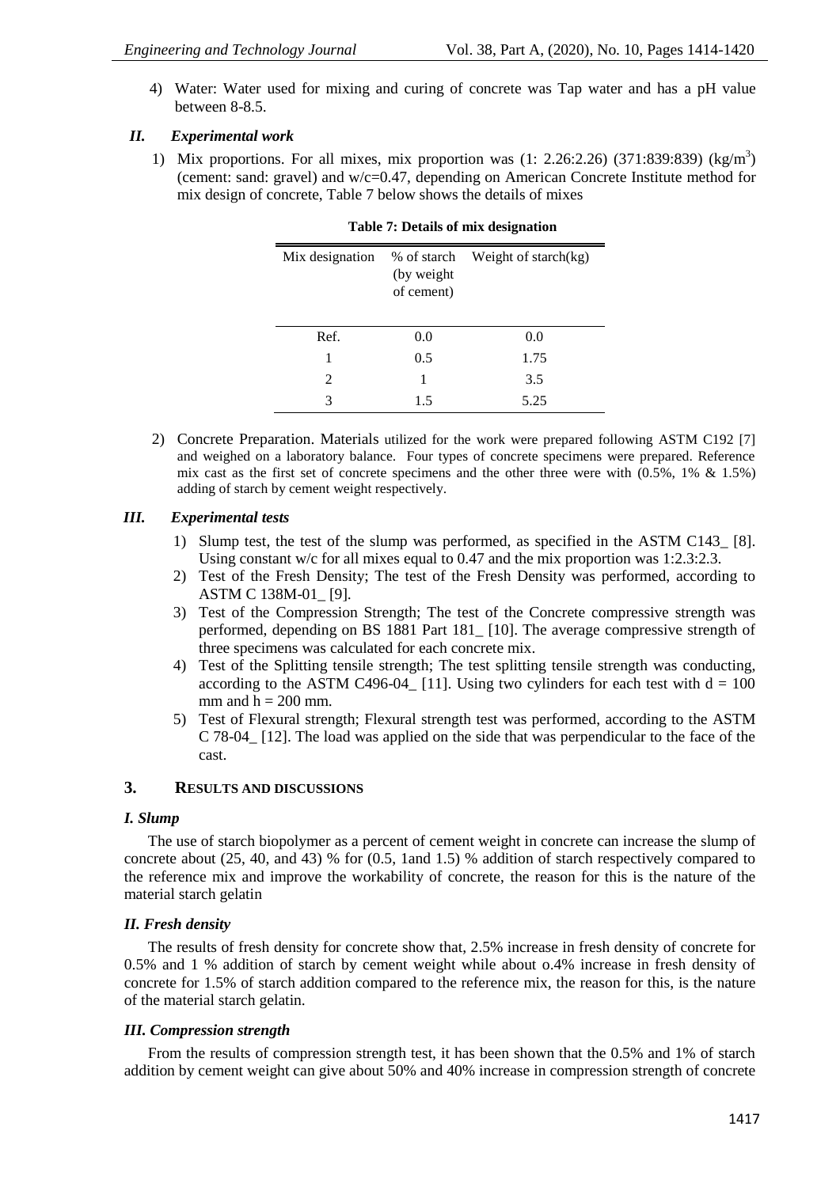4) Water: Water used for mixing and curing of concrete was Tap water and has a pH value between 8-8.5.

### *II. Experimental work*

1) Mix proportions. For all mixes, mix proportion was (1: 2.26:2.26) (371:839:839) (kg/m$^3$) (cement: sand: gravel) and w/c=0.47, depending on American Concrete Institute method for mix design of concrete, Table 7 below shows the details of mixes

**Table 7: Details of mix designation**

| Mix designation | % of starch (by weight of cement) | Weight of starch(kg) |
|---|---|---|
| Ref. | 0.0 | 0.0 |
| 1 | 0.5 | 1.75 |
| 2 | 1 | 3.5 |
| 3 | 1.5 | 5.25 |

2) Concrete Preparation. Materials utilized for the work were prepared following ASTM C192 [7] and weighed on a laboratory balance. Four types of concrete specimens were prepared. Reference mix cast as the first set of concrete specimens and the other three were with (0.5%, 1% & 1.5%) adding of starch by cement weight respectively.

### *III. Experimental tests*

1) Slump test, the test of the slump was performed, as specified in the ASTM C143_ [8]. Using constant w/c for all mixes equal to 0.47 and the mix proportion was 1:2.3:2.3.
2) Test of the Fresh Density; The test of the Fresh Density was performed, according to ASTM C 138M-01_ [9].
3) Test of the Compression Strength; The test of the Concrete compressive strength was performed, depending on BS 1881 Part 181_ [10]. The average compressive strength of three specimens was calculated for each concrete mix.
4) Test of the Splitting tensile strength; The test splitting tensile strength was conducting, according to the ASTM C496-04_ [11]. Using two cylinders for each test with d = 100 mm and h = 200 mm.
5) Test of Flexural strength; Flexural strength test was performed, according to the ASTM C 78-04_ [12]. The load was applied on the side that was perpendicular to the face of the cast.

## 3. RESULTS AND DISCUSSIONS

### *I. Slump*

The use of starch biopolymer as a percent of cement weight in concrete can increase the slump of concrete about (25, 40, and 43) % for (0.5, 1and 1.5) % addition of starch respectively compared to the reference mix and improve the workability of concrete, the reason for this is the nature of the material starch gelatin

### *II. Fresh density*

The results of fresh density for concrete show that, 2.5% increase in fresh density of concrete for 0.5% and 1 % addition of starch by cement weight while about o.4% increase in fresh density of concrete for 1.5% of starch addition compared to the reference mix, the reason for this, is the nature of the material starch gelatin.

### *III. Compression strength*

From the results of compression strength test, it has been shown that the 0.5% and 1% of starch addition by cement weight can give about 50% and 40% increase in compression strength of concrete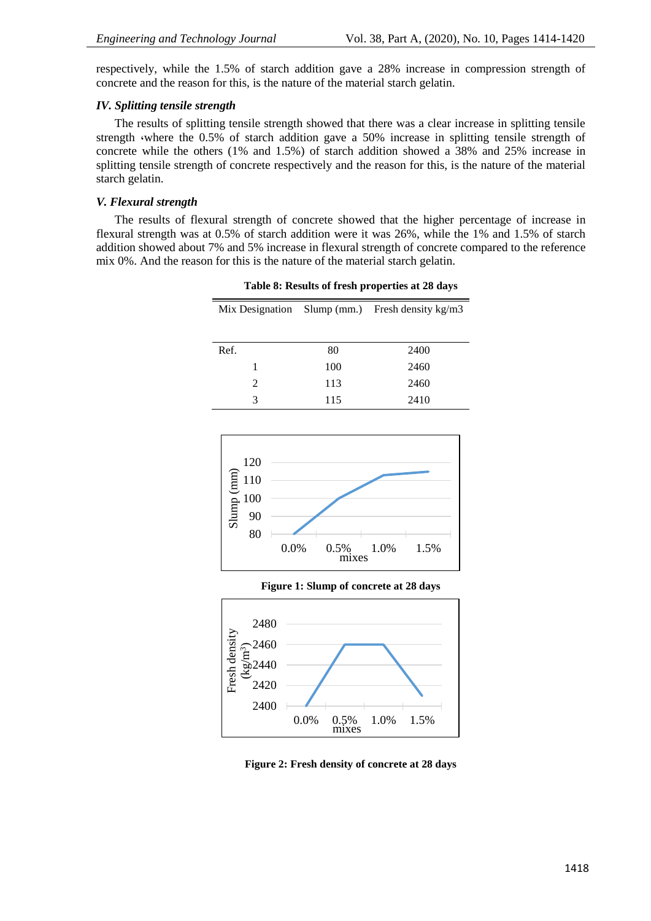respectively, while the 1.5% of starch addition gave a 28% increase in compression strength of concrete and the reason for this, is the nature of the material starch gelatin.

### *IV. Splitting tensile strength*

The results of splitting tensile strength showed that there was a clear increase in splitting tensile strength ،where the 0.5% of starch addition gave a 50% increase in splitting tensile strength of concrete while the others (1% and 1.5%) of starch addition showed a 38% and 25% increase in splitting tensile strength of concrete respectively and the reason for this, is the nature of the material starch gelatin.

### *V. Flexural strength*

The results of flexural strength of concrete showed that the higher percentage of increase in flexural strength was at 0.5% of starch addition were it was 26%, while the 1% and 1.5% of starch addition showed about 7% and 5% increase in flexural strength of concrete compared to the reference mix 0%. And the reason for this is the nature of the material starch gelatin.

**Table 8: Results of fresh properties at 28 days**

| Mix Designation | Slump (mm.) | Fresh density kg/m3 |
|---|---|---|
| Ref. | 80 | 2400 |
| 1 | 100 | 2460 |
| 2 | 113 | 2460 |
| 3 | 115 | 2410 |

**Figure 1: Slump of concrete at 28 days**

**Figure 2: Fresh density of concrete at 28 days**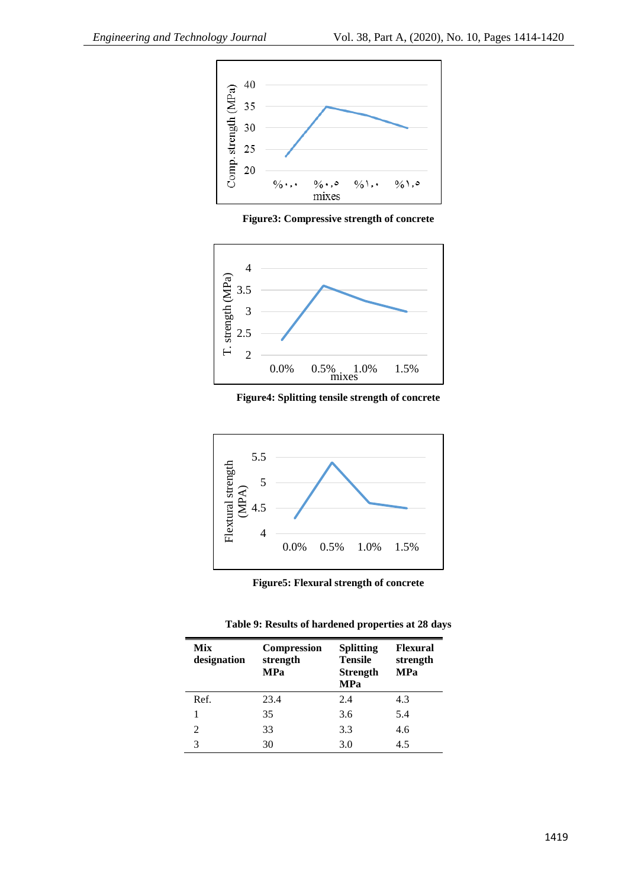Figure3: Compressive strength of concrete

Figure4: Splitting tensile strength of concrete

Figure5: Flexural strength of concrete

**Table 9: Results of hardened properties at 28 days**

| Mix designation | Compression strength MPa | Splitting Tensile Strength MPa | Flexural strength MPa |
|---|---|---|---|
| Ref. | 23.4 | 2.4 | 4.3 |
| 1 | 35 | 3.6 | 5.4 |
| 2 | 33 | 3.3 | 4.6 |
| 3 | 30 | 3.0 | 4.5 |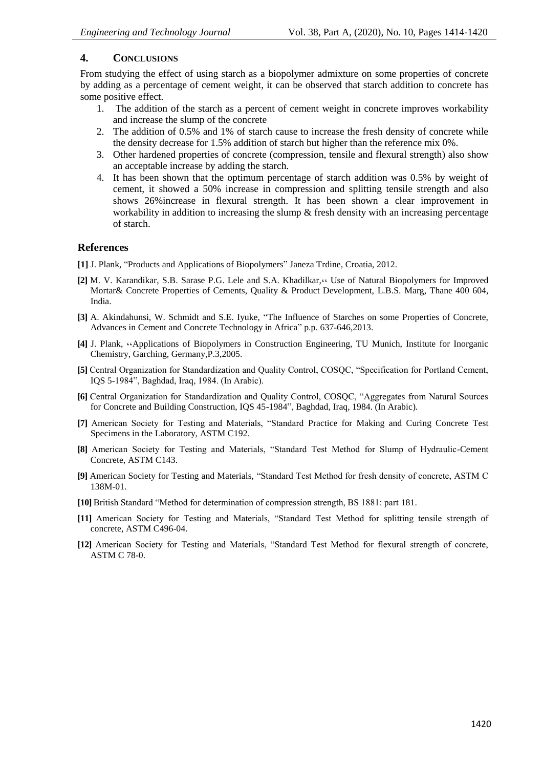## 4. CONCLUSIONS

From studying the effect of using starch as a biopolymer admixture on some properties of concrete by adding as a percentage of cement weight, it can be observed that starch addition to concrete has some positive effect.

1. The addition of the starch as a percent of cement weight in concrete improves workability and increase the slump of the concrete
2. The addition of 0.5% and 1% of starch cause to increase the fresh density of concrete while the density decrease for 1.5% addition of starch but higher than the reference mix 0%.
3. Other hardened properties of concrete (compression, tensile and flexural strength) also show an acceptable increase by adding the starch.
4. It has been shown that the optimum percentage of starch addition was 0.5% by weight of cement, it showed a 50% increase in compression and splitting tensile strength and also shows 26%increase in flexural strength. It has been shown a clear improvement in workability in addition to increasing the slump & fresh density with an increasing percentage of starch.

## References

**[1]** J. Plank, "Products and Applications of Biopolymers" Janeza Trdine, Croatia, 2012.

**[2]** M. V. Karandikar, S.B. Sarase P.G. Lele and S.A. Khadilkar,‹‹ Use of Natural Biopolymers for Improved Mortar& Concrete Properties of Cements, Quality & Product Development, L.B.S. Marg, Thane 400 604, India.

**[3]** A. Akindahunsi, W. Schmidt and S.E. Iyuke, "The Influence of Starches on some Properties of Concrete, Advances in Cement and Concrete Technology in Africa" p.p. 637-646,2013.

**[4]** J. Plank, ‹‹Applications of Biopolymers in Construction Engineering, TU Munich, Institute for Inorganic Chemistry, Garching, Germany,P.3,2005.

**[5]** Central Organization for Standardization and Quality Control, COSQC, "Specification for Portland Cement, IQS 5-1984", Baghdad, Iraq, 1984. (In Arabic).

**[6]** Central Organization for Standardization and Quality Control, COSQC, "Aggregates from Natural Sources for Concrete and Building Construction, IQS 45-1984", Baghdad, Iraq, 1984. (In Arabic).

**[7]** American Society for Testing and Materials, "Standard Practice for Making and Curing Concrete Test Specimens in the Laboratory, ASTM C192.

**[8]** American Society for Testing and Materials, "Standard Test Method for Slump of Hydraulic-Cement Concrete, ASTM C143.

**[9]** American Society for Testing and Materials, "Standard Test Method for fresh density of concrete, ASTM C 138M-01.

**[10]** British Standard "Method for determination of compression strength, BS 1881: part 181.

**[11]** American Society for Testing and Materials, "Standard Test Method for splitting tensile strength of concrete, ASTM C496-04.

**[12]** American Society for Testing and Materials, "Standard Test Method for flexural strength of concrete, ASTM C 78-0.